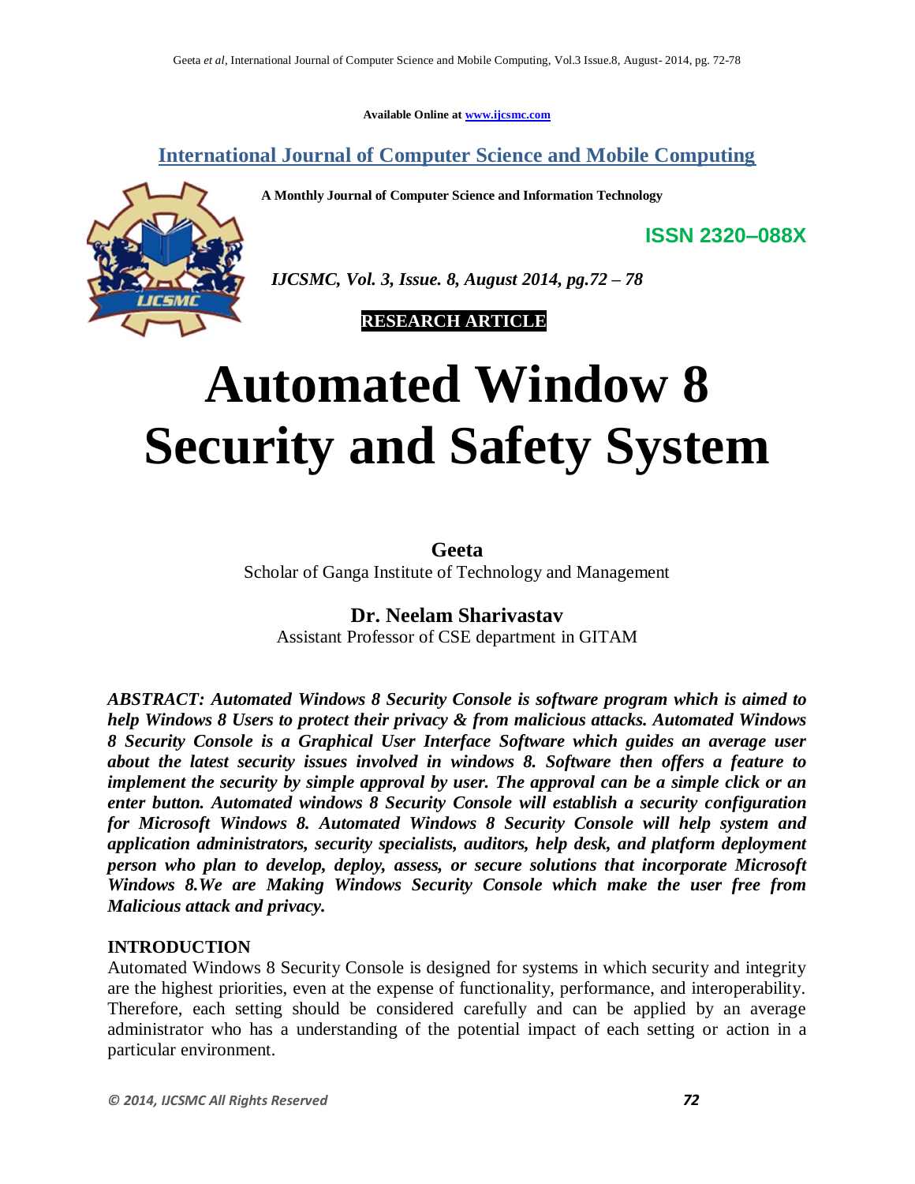Available Online at www.ijcsmc.com

**International Journal of Computer Science and Mobile Computing**

**A Monthly Journal of Computer Science and Information Technology**

**ISSN 2320–088X**

***IJCSMC, Vol. 3, Issue. 8, August 2014, pg.72 – 78***

**RESEARCH ARTICLE**

# Automated Window 8 Security and Safety System

**Geeta**
Scholar of Ganga Institute of Technology and Management

**Dr. Neelam Sharivastav**
Assistant Professor of CSE department in GITAM

***ABSTRACT: Automated Windows 8 Security Console is software program which is aimed to help Windows 8 Users to protect their privacy & from malicious attacks. Automated Windows 8 Security Console is a Graphical User Interface Software which guides an average user about the latest security issues involved in windows 8. Software then offers a feature to implement the security by simple approval by user. The approval can be a simple click or an enter button. Automated windows 8 Security Console will establish a security configuration for Microsoft Windows 8. Automated Windows 8 Security Console will help system and application administrators, security specialists, auditors, help desk, and platform deployment person who plan to develop, deploy, assess, or secure solutions that incorporate Microsoft Windows 8.We are Making Windows Security Console which make the user free from Malicious attack and privacy.***

## INTRODUCTION

Automated Windows 8 Security Console is designed for systems in which security and integrity are the highest priorities, even at the expense of functionality, performance, and interoperability. Therefore, each setting should be considered carefully and can be applied by an average administrator who has a understanding of the potential impact of each setting or action in a particular environment.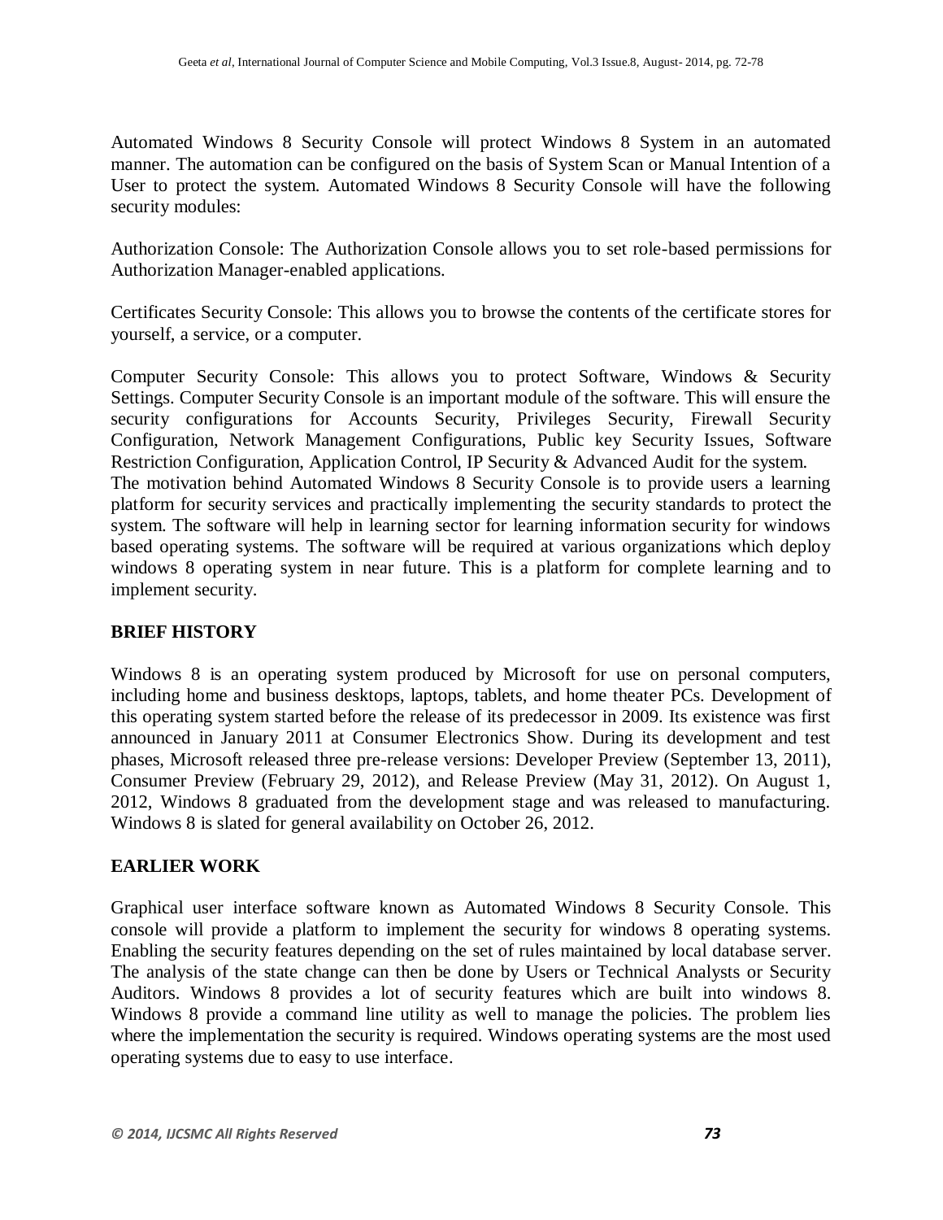Automated Windows 8 Security Console will protect Windows 8 System in an automated manner. The automation can be configured on the basis of System Scan or Manual Intention of a User to protect the system. Automated Windows 8 Security Console will have the following security modules:

Authorization Console: The Authorization Console allows you to set role-based permissions for Authorization Manager-enabled applications.

Certificates Security Console: This allows you to browse the contents of the certificate stores for yourself, a service, or a computer.

Computer Security Console: This allows you to protect Software, Windows & Security Settings. Computer Security Console is an important module of the software. This will ensure the security configurations for Accounts Security, Privileges Security, Firewall Security Configuration, Network Management Configurations, Public key Security Issues, Software Restriction Configuration, Application Control, IP Security & Advanced Audit for the system.
The motivation behind Automated Windows 8 Security Console is to provide users a learning platform for security services and practically implementing the security standards to protect the system. The software will help in learning sector for learning information security for windows based operating systems. The software will be required at various organizations which deploy windows 8 operating system in near future. This is a platform for complete learning and to implement security.

## BRIEF HISTORY

Windows 8 is an operating system produced by Microsoft for use on personal computers, including home and business desktops, laptops, tablets, and home theater PCs. Development of this operating system started before the release of its predecessor in 2009. Its existence was first announced in January 2011 at Consumer Electronics Show. During its development and test phases, Microsoft released three pre-release versions: Developer Preview (September 13, 2011), Consumer Preview (February 29, 2012), and Release Preview (May 31, 2012). On August 1, 2012, Windows 8 graduated from the development stage and was released to manufacturing. Windows 8 is slated for general availability on October 26, 2012.

## EARLIER WORK

Graphical user interface software known as Automated Windows 8 Security Console. This console will provide a platform to implement the security for windows 8 operating systems. Enabling the security features depending on the set of rules maintained by local database server. The analysis of the state change can then be done by Users or Technical Analysts or Security Auditors. Windows 8 provides a lot of security features which are built into windows 8. Windows 8 provide a command line utility as well to manage the policies. The problem lies where the implementation the security is required. Windows operating systems are the most used operating systems due to easy to use interface.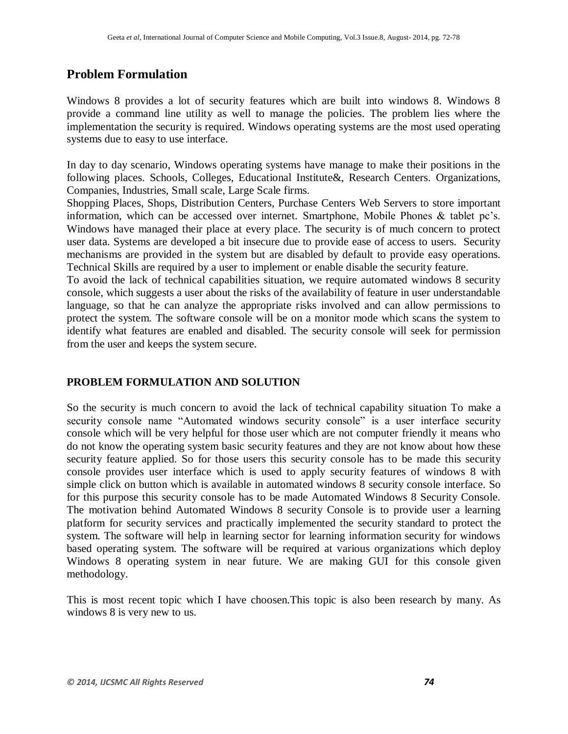## Problem Formulation

Windows 8 provides a lot of security features which are built into windows 8. Windows 8 provide a command line utility as well to manage the policies. The problem lies where the implementation the security is required. Windows operating systems are the most used operating systems due to easy to use interface.

In day to day scenario, Windows operating systems have manage to make their positions in the following places. Schools, Colleges, Educational Institute&, Research Centers. Organizations, Companies, Industries, Small scale, Large Scale firms.
Shopping Places, Shops, Distribution Centers, Purchase Centers Web Servers to store important information, which can be accessed over internet. Smartphone, Mobile Phones & tablet pc's. Windows have managed their place at every place. The security is of much concern to protect user data. Systems are developed a bit insecure due to provide ease of access to users. Security mechanisms are provided in the system but are disabled by default to provide easy operations. Technical Skills are required by a user to implement or enable disable the security feature.
To avoid the lack of technical capabilities situation, we require automated windows 8 security console, which suggests a user about the risks of the availability of feature in user understandable language, so that he can analyze the appropriate risks involved and can allow permissions to protect the system. The software console will be on a monitor mode which scans the system to identify what features are enabled and disabled. The security console will seek for permission from the user and keeps the system secure.

### PROBLEM FORMULATION AND SOLUTION

So the security is much concern to avoid the lack of technical capability situation To make a security console name "Automated windows security console" is a user interface security console which will be very helpful for those user which are not computer friendly it means who do not know the operating system basic security features and they are not know about how these security feature applied. So for those users this security console has to be made this security console provides user interface which is used to apply security features of windows 8 with simple click on button which is available in automated windows 8 security console interface. So for this purpose this security console has to be made Automated Windows 8 Security Console. The motivation behind Automated Windows 8 security Console is to provide user a learning platform for security services and practically implemented the security standard to protect the system. The software will help in learning sector for learning information security for windows based operating system. The software will be required at various organizations which deploy Windows 8 operating system in near future. We are making GUI for this console given methodology.

This is most recent topic which I have choosen.This topic is also been research by many. As windows 8 is very new to us.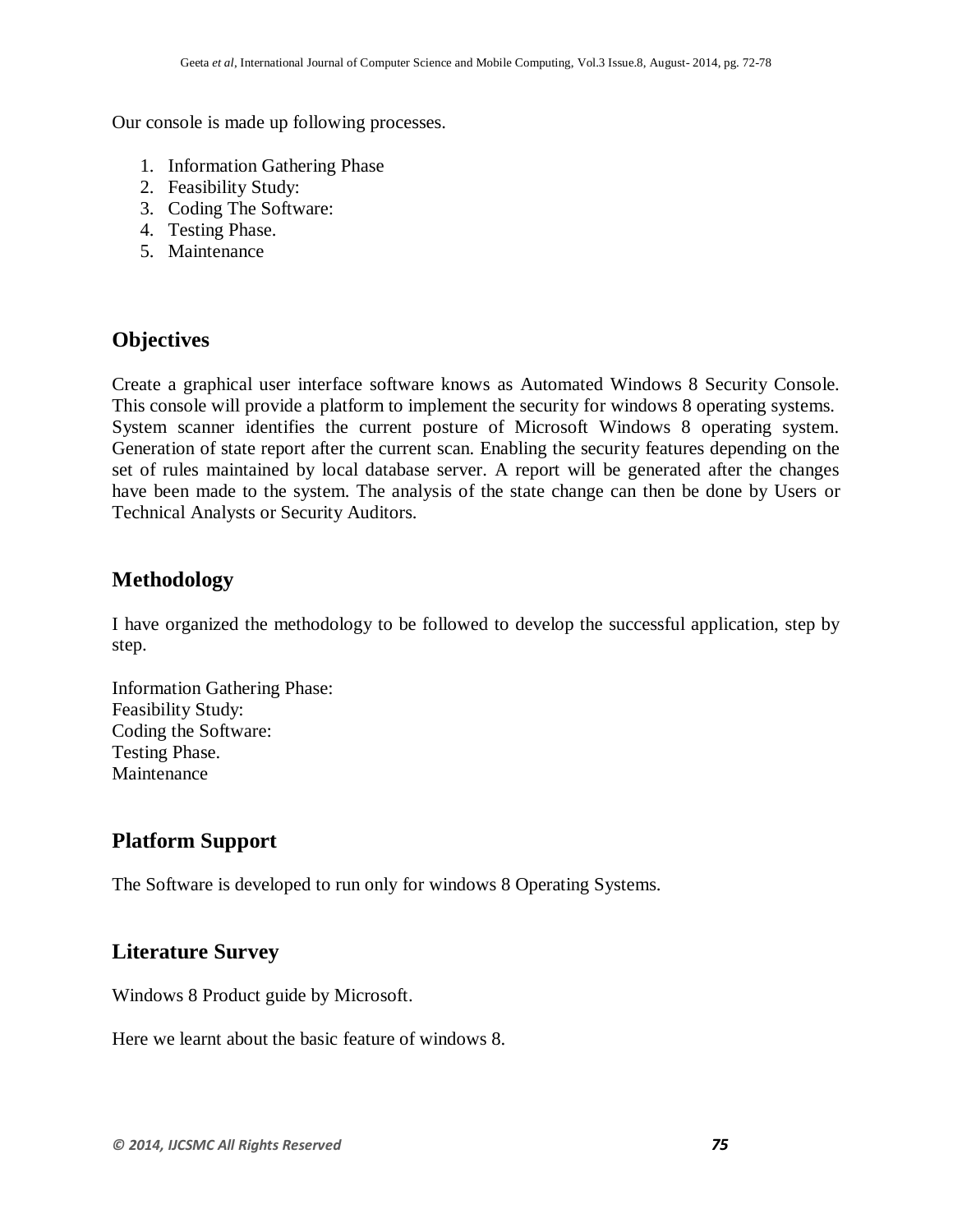Our console is made up following processes.

1. Information Gathering Phase
2. Feasibility Study:
3. Coding The Software:
4. Testing Phase.
5. Maintenance

## Objectives

Create a graphical user interface software knows as Automated Windows 8 Security Console. This console will provide a platform to implement the security for windows 8 operating systems. System scanner identifies the current posture of Microsoft Windows 8 operating system. Generation of state report after the current scan. Enabling the security features depending on the set of rules maintained by local database server. A report will be generated after the changes have been made to the system. The analysis of the state change can then be done by Users or Technical Analysts or Security Auditors.

## Methodology

I have organized the methodology to be followed to develop the successful application, step by step.

Information Gathering Phase:
Feasibility Study:
Coding the Software:
Testing Phase.
Maintenance

## Platform Support

The Software is developed to run only for windows 8 Operating Systems.

## Literature Survey

Windows 8 Product guide by Microsoft.

Here we learnt about the basic feature of windows 8.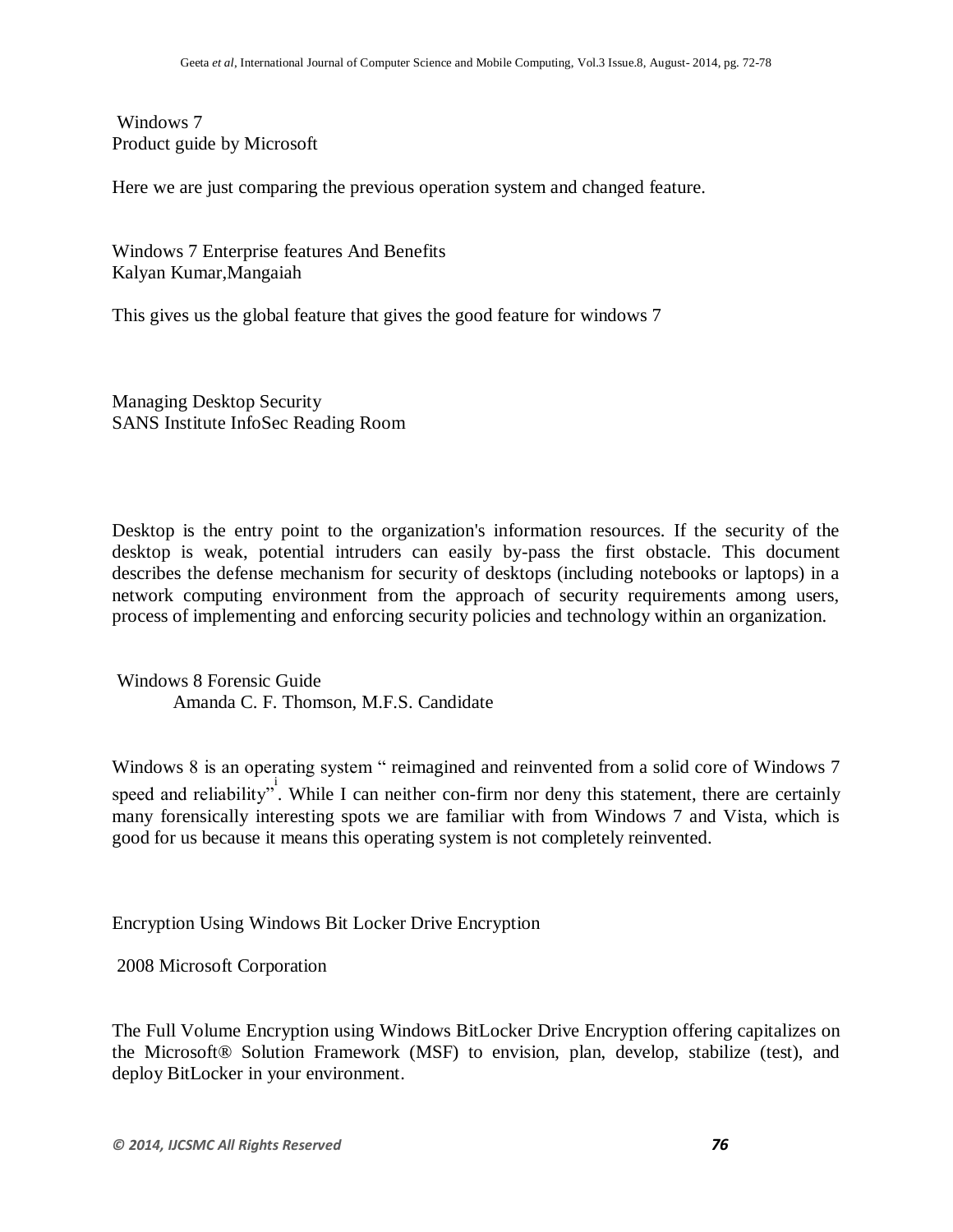Windows 7
Product guide by Microsoft

Here we are just comparing the previous operation system and changed feature.

Windows 7 Enterprise features And Benefits
Kalyan Kumar,Mangaiah

This gives us the global feature that gives the good feature for windows 7

Managing Desktop Security
SANS Institute InfoSec Reading Room

Desktop is the entry point to the organization's information resources. If the security of the desktop is weak, potential intruders can easily by-pass the first obstacle. This document describes the defense mechanism for security of desktops (including notebooks or laptops) in a network computing environment from the approach of security requirements among users, process of implementing and enforcing security policies and technology within an organization.

Windows 8 Forensic Guide
Amanda C. F. Thomson, M.F.S. Candidate

Windows 8 is an operating system " reimagined and reinvented from a solid core of Windows 7 speed and reliability"[i]. While I can neither con-firm nor deny this statement, there are certainly many forensically interesting spots we are familiar with from Windows 7 and Vista, which is good for us because it means this operating system is not completely reinvented.

Encryption Using Windows Bit Locker Drive Encryption

2008 Microsoft Corporation

The Full Volume Encryption using Windows BitLocker Drive Encryption offering capitalizes on the Microsoft® Solution Framework (MSF) to envision, plan, develop, stabilize (test), and deploy BitLocker in your environment.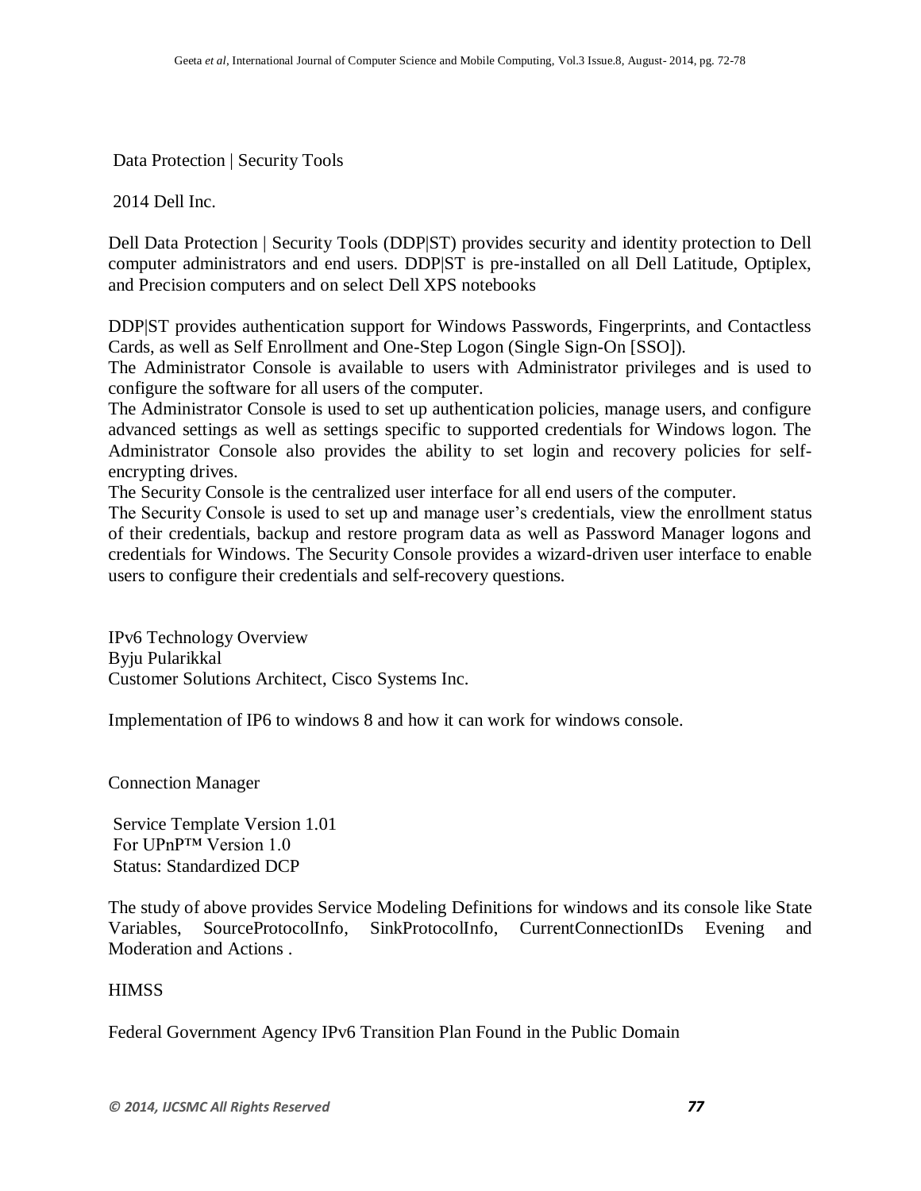Data Protection | Security Tools

2014 Dell Inc.

Dell Data Protection | Security Tools (DDP|ST) provides security and identity protection to Dell computer administrators and end users. DDP|ST is pre-installed on all Dell Latitude, Optiplex, and Precision computers and on select Dell XPS notebooks

DDP|ST provides authentication support for Windows Passwords, Fingerprints, and Contactless Cards, as well as Self Enrollment and One-Step Logon (Single Sign-On [SSO]).
The Administrator Console is available to users with Administrator privileges and is used to configure the software for all users of the computer.
The Administrator Console is used to set up authentication policies, manage users, and configure advanced settings as well as settings specific to supported credentials for Windows logon. The Administrator Console also provides the ability to set login and recovery policies for self-encrypting drives.
The Security Console is the centralized user interface for all end users of the computer.
The Security Console is used to set up and manage user's credentials, view the enrollment status of their credentials, backup and restore program data as well as Password Manager logons and credentials for Windows. The Security Console provides a wizard-driven user interface to enable users to configure their credentials and self-recovery questions.

IPv6 Technology Overview
Byju Pularikkal
Customer Solutions Architect, Cisco Systems Inc.

Implementation of IP6 to windows 8 and how it can work for windows console.

Connection Manager

Service Template Version 1.01
For UPnP™ Version 1.0
Status: Standardized DCP

The study of above provides Service Modeling Definitions for windows and its console like State Variables, SourceProtocolInfo, SinkProtocolInfo, CurrentConnectionIDs Evening and Moderation and Actions .

HIMSS

Federal Government Agency IPv6 Transition Plan Found in the Public Domain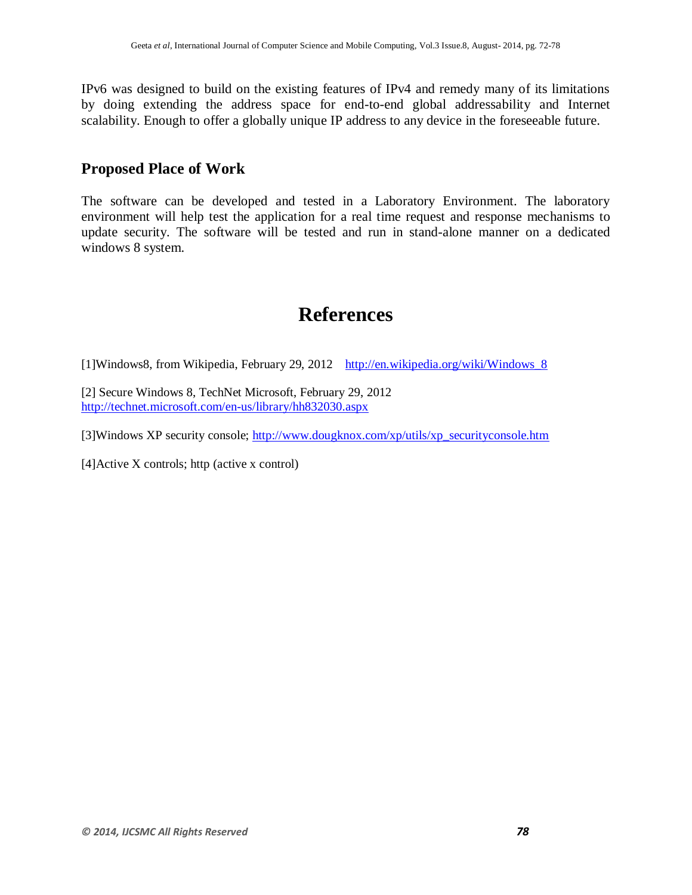IPv6 was designed to build on the existing features of IPv4 and remedy many of its limitations by doing extending the address space for end-to-end global addressability and Internet scalability. Enough to offer a globally unique IP address to any device in the foreseeable future.

## Proposed Place of Work

The software can be developed and tested in a Laboratory Environment. The laboratory environment will help test the application for a real time request and response mechanisms to update security. The software will be tested and run in stand-alone manner on a dedicated windows 8 system.

# References

[1]Windows8, from Wikipedia, February 29, 2012 http://en.wikipedia.org/wiki/Windows_8

[2] Secure Windows 8, TechNet Microsoft, February 29, 2012 http://technet.microsoft.com/en-us/library/hh832030.aspx

[3]Windows XP security console; http://www.dougknox.com/xp/utils/xp_securityconsole.htm

[4]Active X controls; http (active x control)